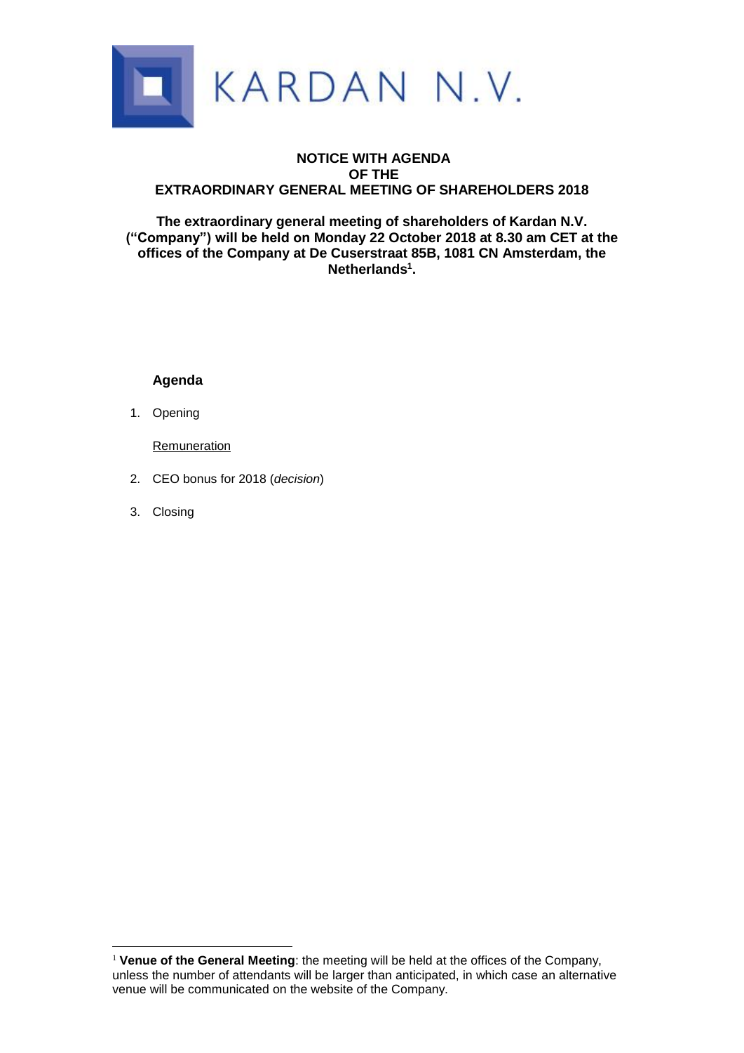KARDAN N.V.

**NOTICE WITH AGENDA**
**OF THE**
**EXTRAORDINARY GENERAL MEETING OF SHAREHOLDERS 2018**

**The extraordinary general meeting of shareholders of Kardan N.V. ("Company") will be held on Monday 22 October 2018 at 8.30 am CET at the offices of the Company at De Cuserstraat 85B, 1081 CN Amsterdam, the Netherlands[1].**

## Agenda

1. Opening

   Remuneration

2. CEO bonus for 2018 (*decision*)
3. Closing

---

[1] **Venue of the General Meeting**: the meeting will be held at the offices of the Company, unless the number of attendants will be larger than anticipated, in which case an alternative venue will be communicated on the website of the Company.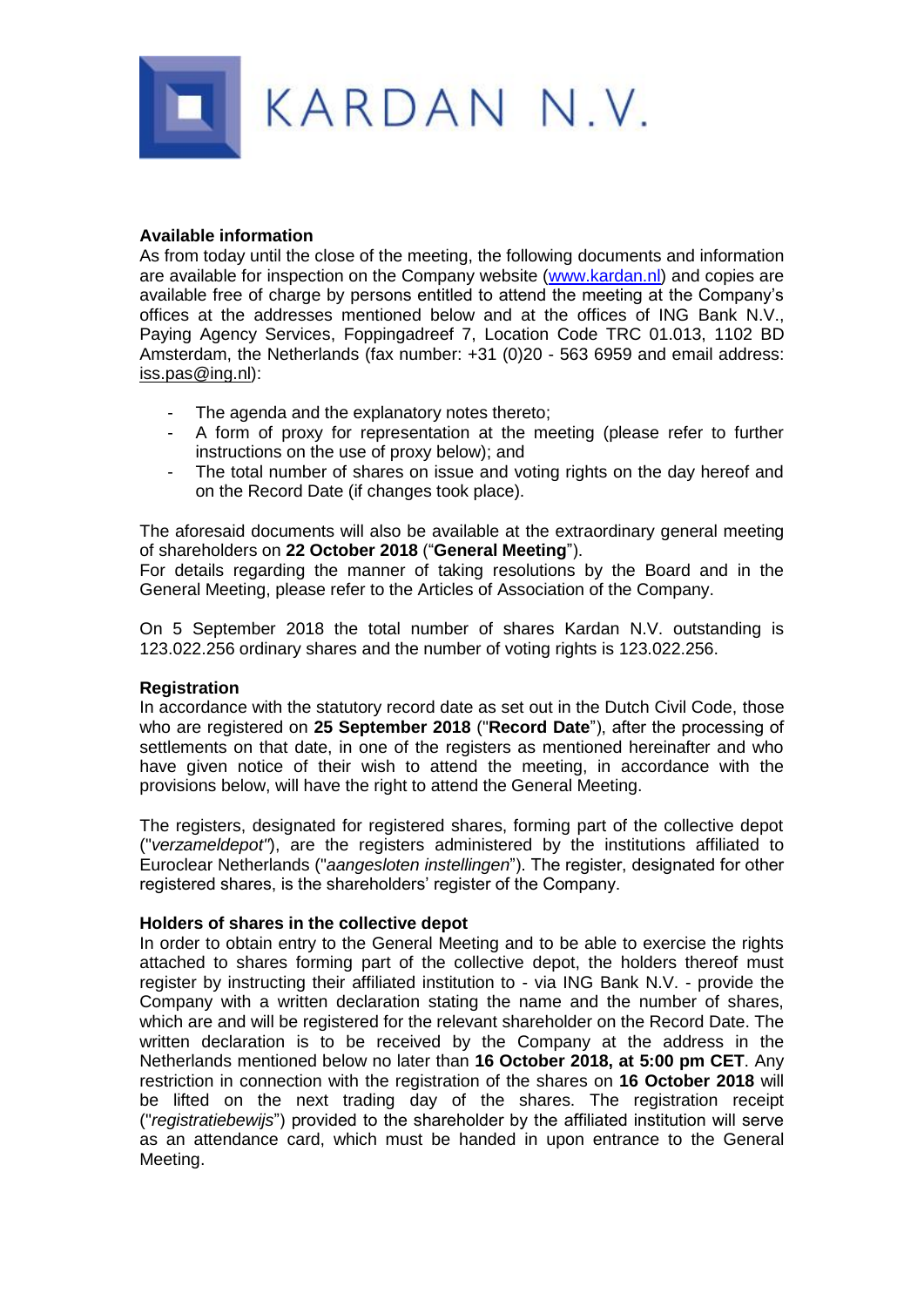**Available information**

As from today until the close of the meeting, the following documents and information are available for inspection on the Company website ([www.kardan.nl](www.kardan.nl)) and copies are available free of charge by persons entitled to attend the meeting at the Company's offices at the addresses mentioned below and at the offices of ING Bank N.V., Paying Agency Services, Foppingadreef 7, Location Code TRC 01.013, 1102 BD Amsterdam, the Netherlands (fax number: +31 (0)20 - 563 6959 and email address: iss.pas@ing.nl):

- The agenda and the explanatory notes thereto;
- A form of proxy for representation at the meeting (please refer to further instructions on the use of proxy below); and
- The total number of shares on issue and voting rights on the day hereof and on the Record Date (if changes took place).

The aforesaid documents will also be available at the extraordinary general meeting of shareholders on **22 October 2018** ("**General Meeting**").

For details regarding the manner of taking resolutions by the Board and in the General Meeting, please refer to the Articles of Association of the Company.

On 5 September 2018 the total number of shares Kardan N.V. outstanding is 123.022.256 ordinary shares and the number of voting rights is 123.022.256.

**Registration**

In accordance with the statutory record date as set out in the Dutch Civil Code, those who are registered on **25 September 2018** ("**Record Date**"), after the processing of settlements on that date, in one of the registers as mentioned hereinafter and who have given notice of their wish to attend the meeting, in accordance with the provisions below, will have the right to attend the General Meeting.

The registers, designated for registered shares, forming part of the collective depot ("*verzameldepot"*), are the registers administered by the institutions affiliated to Euroclear Netherlands ("*aangesloten instellingen*"). The register, designated for other registered shares, is the shareholders' register of the Company.

**Holders of shares in the collective depot**

In order to obtain entry to the General Meeting and to be able to exercise the rights attached to shares forming part of the collective depot, the holders thereof must register by instructing their affiliated institution to - via ING Bank N.V. - provide the Company with a written declaration stating the name and the number of shares, which are and will be registered for the relevant shareholder on the Record Date. The written declaration is to be received by the Company at the address in the Netherlands mentioned below no later than **16 October 2018, at 5:00 pm CET**. Any restriction in connection with the registration of the shares on **16 October 2018** will be lifted on the next trading day of the shares. The registration receipt ("*registratiebewijs*") provided to the shareholder by the affiliated institution will serve as an attendance card, which must be handed in upon entrance to the General Meeting.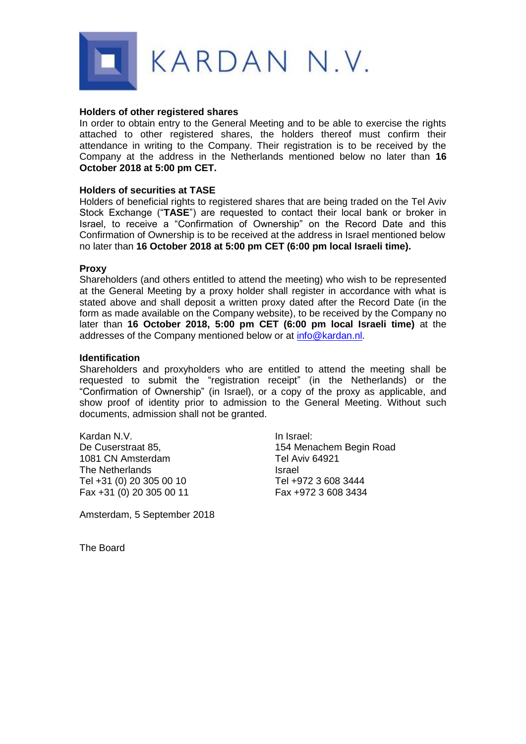KARDAN N.V.

**Holders of other registered shares**
In order to obtain entry to the General Meeting and to be able to exercise the rights attached to other registered shares, the holders thereof must confirm their attendance in writing to the Company. Their registration is to be received by the Company at the address in the Netherlands mentioned below no later than **16 October 2018 at 5:00 pm CET.**

**Holders of securities at TASE**
Holders of beneficial rights to registered shares that are being traded on the Tel Aviv Stock Exchange ("**TASE**") are requested to contact their local bank or broker in Israel, to receive a "Confirmation of Ownership" on the Record Date and this Confirmation of Ownership is to be received at the address in Israel mentioned below no later than **16 October 2018 at 5:00 pm CET (6:00 pm local Israeli time).**

**Proxy**
Shareholders (and others entitled to attend the meeting) who wish to be represented at the General Meeting by a proxy holder shall register in accordance with what is stated above and shall deposit a written proxy dated after the Record Date (in the form as made available on the Company website), to be received by the Company no later than **16 October 2018, 5:00 pm CET (6:00 pm local Israeli time)** at the addresses of the Company mentioned below or at info@kardan.nl.

**Identification**
Shareholders and proxyholders who are entitled to attend the meeting shall be requested to submit the "registration receipt" (in the Netherlands) or the "Confirmation of Ownership" (in Israel), or a copy of the proxy as applicable, and show proof of identity prior to admission to the General Meeting. Without such documents, admission shall not be granted.

Kardan N.V.
De Cuserstraat 85,
1081 CN Amsterdam
The Netherlands
Tel +31 (0) 20 305 00 10
Fax +31 (0) 20 305 00 11

In Israel:
154 Menachem Begin Road
Tel Aviv 64921
Israel
Tel +972 3 608 3444
Fax +972 3 608 3434

Amsterdam, 5 September 2018

The Board